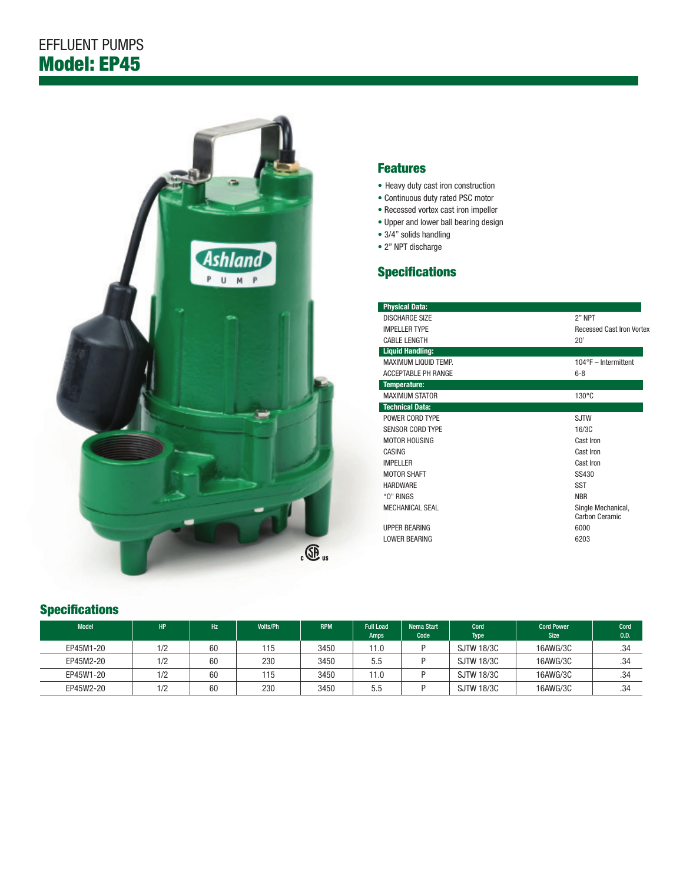EFFLUENT PUMPS

# Model: EP45

## Features

- Heavy duty cast iron construction
- Continuous duty rated PSC motor
- Recessed vortex cast iron impeller
- Upper and lower ball bearing design
- 3/4" solids handling
- 2" NPT discharge

## Specifications

| Physical Data: | |
|---|---|
| DISCHARGE SIZE | 2" NPT |
| IMPELLER TYPE | Recessed Cast Iron Vortex |
| CABLE LENGTH | 20' |
| **Liquid Handling:** | |
| MAXIMUM LIQUID TEMP. | 104°F – Intermittent |
| ACCEPTABLE PH RANGE | 6-8 |
| **Temperature:** | |
| MAXIMUM STATOR | 130°C |
| **Technical Data:** | |
| POWER CORD TYPE | SJTW |
| SENSOR CORD TYPE | 16/3C |
| MOTOR HOUSING | Cast Iron |
| CASING | Cast Iron |
| IMPELLER | Cast Iron |
| MOTOR SHAFT | SS430 |
| HARDWARE | SST |
| "O" RINGS | NBR |
| MECHANICAL SEAL | Single Mechanical, Carbon Ceramic |
| UPPER BEARING | 6000 |
| LOWER BEARING | 6203 |

## Specifications

| Model | HP | Hz | Volts/Ph | RPM | Full Load Amps | Nema Start Code | Cord Type | Cord Power Size | Cord O.D. |
|---|---|---|---|---|---|---|---|---|---|
| EP45M1-20 | 1/2 | 60 | 115 | 3450 | 11.0 | P | SJTW 18/3C | 16AWG/3C | .34 |
| EP45M2-20 | 1/2 | 60 | 230 | 3450 | 5.5 | P | SJTW 18/3C | 16AWG/3C | .34 |
| EP45W1-20 | 1/2 | 60 | 115 | 3450 | 11.0 | P | SJTW 18/3C | 16AWG/3C | .34 |
| EP45W2-20 | 1/2 | 60 | 230 | 3450 | 5.5 | P | SJTW 18/3C | 16AWG/3C | .34 |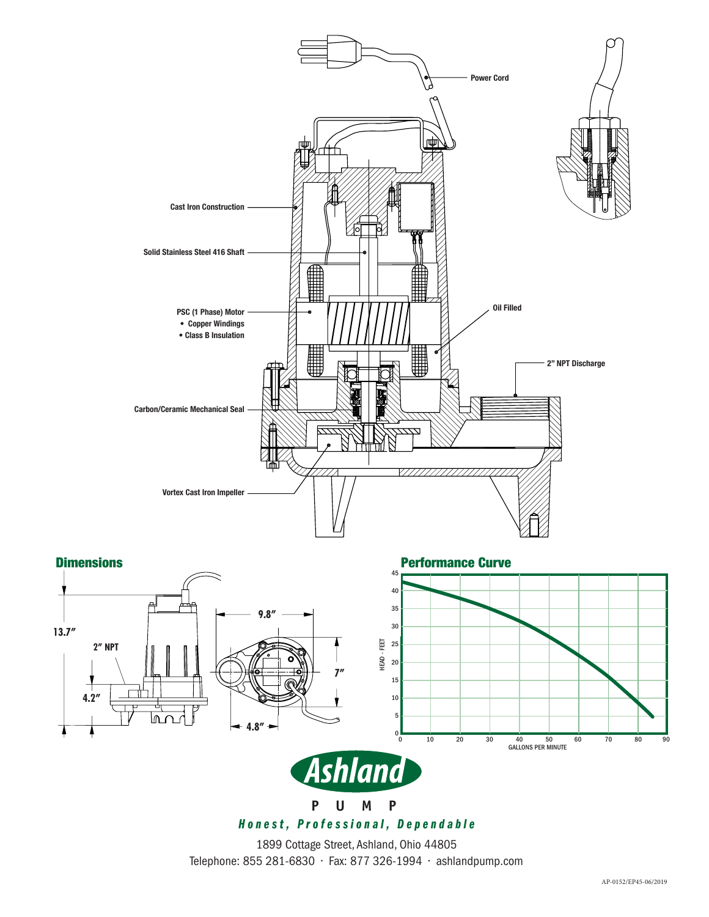Power Cord

Cast Iron Construction

Solid Stainless Steel 416 Shaft

PSC (1 Phase) Motor
- Copper Windings
- Class B Insulation

Oil Filled

2" NPT Discharge

Carbon/Ceramic Mechanical Seal

Vortex Cast Iron Impeller

## Dimensions

13.7"

2" NPT

4.2"

9.8"

7"

4.8"

## Performance Curve

HEAD - FEET

0 5 10 15 20 25 30 35 40 45

GALLONS PER MINUTE

0 10 20 30 40 50 60 70 80 90

Ashland

PUMP

*Honest, Professional, Dependable*

1899 Cottage Street, Ashland, Ohio 44805

Telephone: 855 281-6830 · Fax: 877 326-1994 · ashlandpump.com

AP-0152/EP45-06/2019